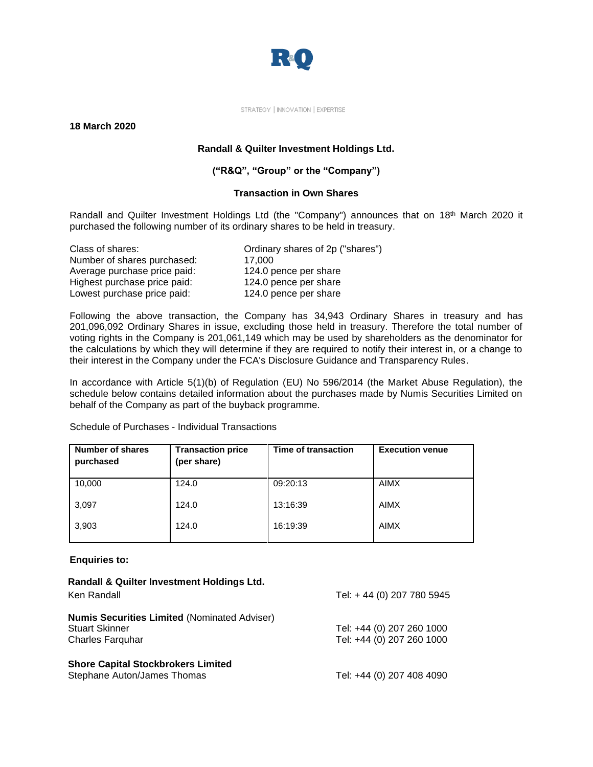STRATEGY | INNOVATION | EXPERTISE

**18 March 2020**

**Randall & Quilter Investment Holdings Ltd.**

**("R&Q", "Group" or the "Company")**

**Transaction in Own Shares**

Randall and Quilter Investment Holdings Ltd (the "Company") announces that on 18th March 2020 it purchased the following number of its ordinary shares to be held in treasury.

| | |
|---|---|
| Class of shares: | Ordinary shares of 2p ("shares") |
| Number of shares purchased: | 17,000 |
| Average purchase price paid: | 124.0 pence per share |
| Highest purchase price paid: | 124.0 pence per share |
| Lowest purchase price paid: | 124.0 pence per share |

Following the above transaction, the Company has 34,943 Ordinary Shares in treasury and has 201,096,092 Ordinary Shares in issue, excluding those held in treasury. Therefore the total number of voting rights in the Company is 201,061,149 which may be used by shareholders as the denominator for the calculations by which they will determine if they are required to notify their interest in, or a change to their interest in the Company under the FCA's Disclosure Guidance and Transparency Rules.

In accordance with Article 5(1)(b) of Regulation (EU) No 596/2014 (the Market Abuse Regulation), the schedule below contains detailed information about the purchases made by Numis Securities Limited on behalf of the Company as part of the buyback programme.

Schedule of Purchases - Individual Transactions

| Number of shares purchased | Transaction price (per share) | Time of transaction | Execution venue |
|---|---|---|---|
| 10,000 | 124.0 | 09:20:13 | AIMX |
| 3,097 | 124.0 | 13:16:39 | AIMX |
| 3,903 | 124.0 | 16:19:39 | AIMX |

**Enquiries to:**

**Randall & Quilter Investment Holdings Ltd.**
Ken Randall — Tel: + 44 (0) 207 780 5945

**Numis Securities Limited** (Nominated Adviser)
Stuart Skinner — Tel: +44 (0) 207 260 1000
Charles Farquhar — Tel: +44 (0) 207 260 1000

**Shore Capital Stockbrokers Limited**
Stephane Auton/James Thomas — Tel: +44 (0) 207 408 4090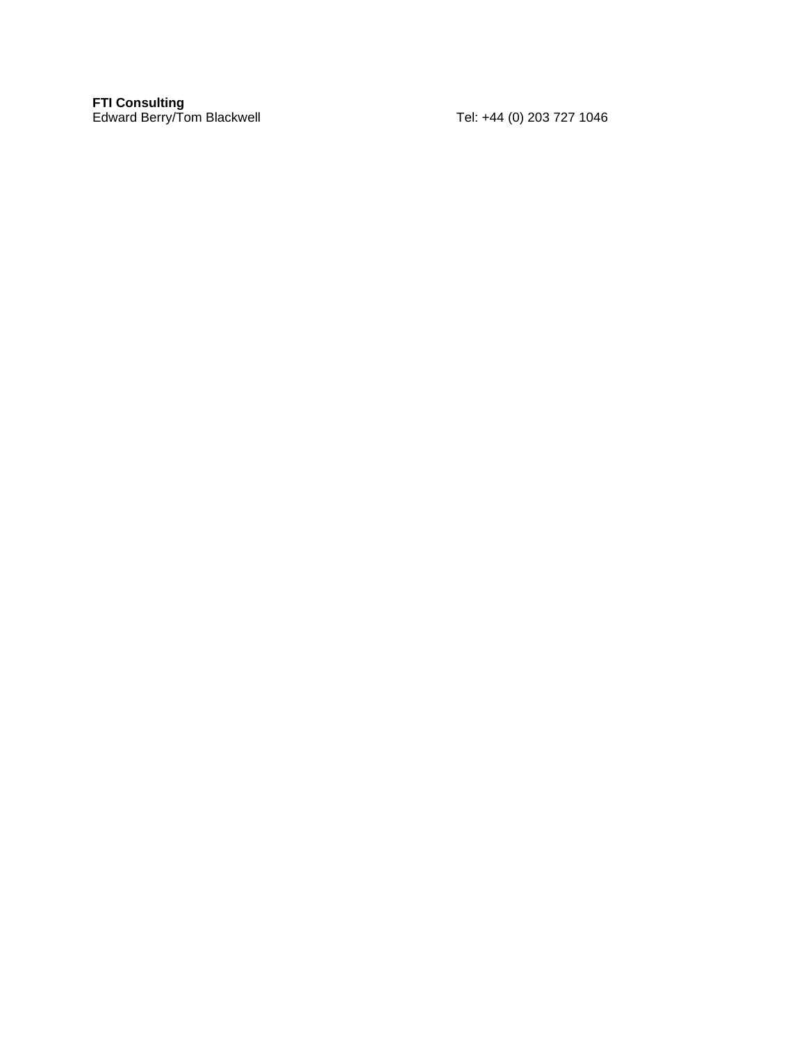**FTI Consulting**

Edward Berry/Tom Blackwell Tel: +44 (0) 203 727 1046